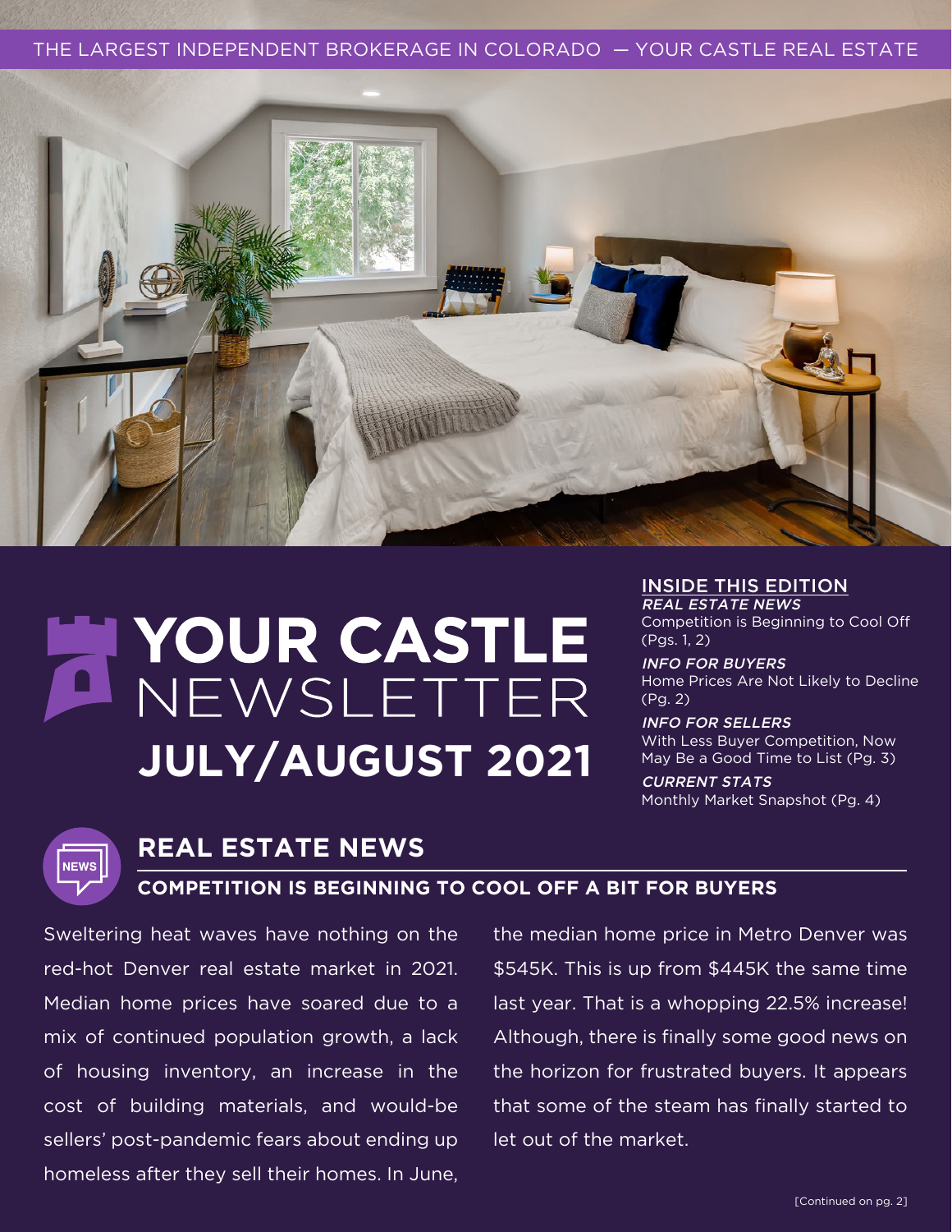THE LARGEST INDEPENDENT BROKERAGE IN COLORADO — YOUR CASTLE REAL ESTATE

# YOUR CASTLE NEWSLETTER JULY/AUGUST 2021

**INSIDE THIS EDITION**

*REAL ESTATE NEWS*
Competition is Beginning to Cool Off (Pgs. 1, 2)

*INFO FOR BUYERS*
Home Prices Are Not Likely to Decline (Pg. 2)

*INFO FOR SELLERS*
With Less Buyer Competition, Now May Be a Good Time to List (Pg. 3)

*CURRENT STATS*
Monthly Market Snapshot (Pg. 4)

## REAL ESTATE NEWS

### COMPETITION IS BEGINNING TO COOL OFF A BIT FOR BUYERS

Sweltering heat waves have nothing on the red-hot Denver real estate market in 2021. Median home prices have soared due to a mix of continued population growth, a lack of housing inventory, an increase in the cost of building materials, and would-be sellers' post-pandemic fears about ending up homeless after they sell their homes. In June, the median home price in Metro Denver was $545K. This is up from $445K the same time last year. That is a whopping 22.5% increase! Although, there is finally some good news on the horizon for frustrated buyers. It appears that some of the steam has finally started to let out of the market.

[Continued on pg. 2]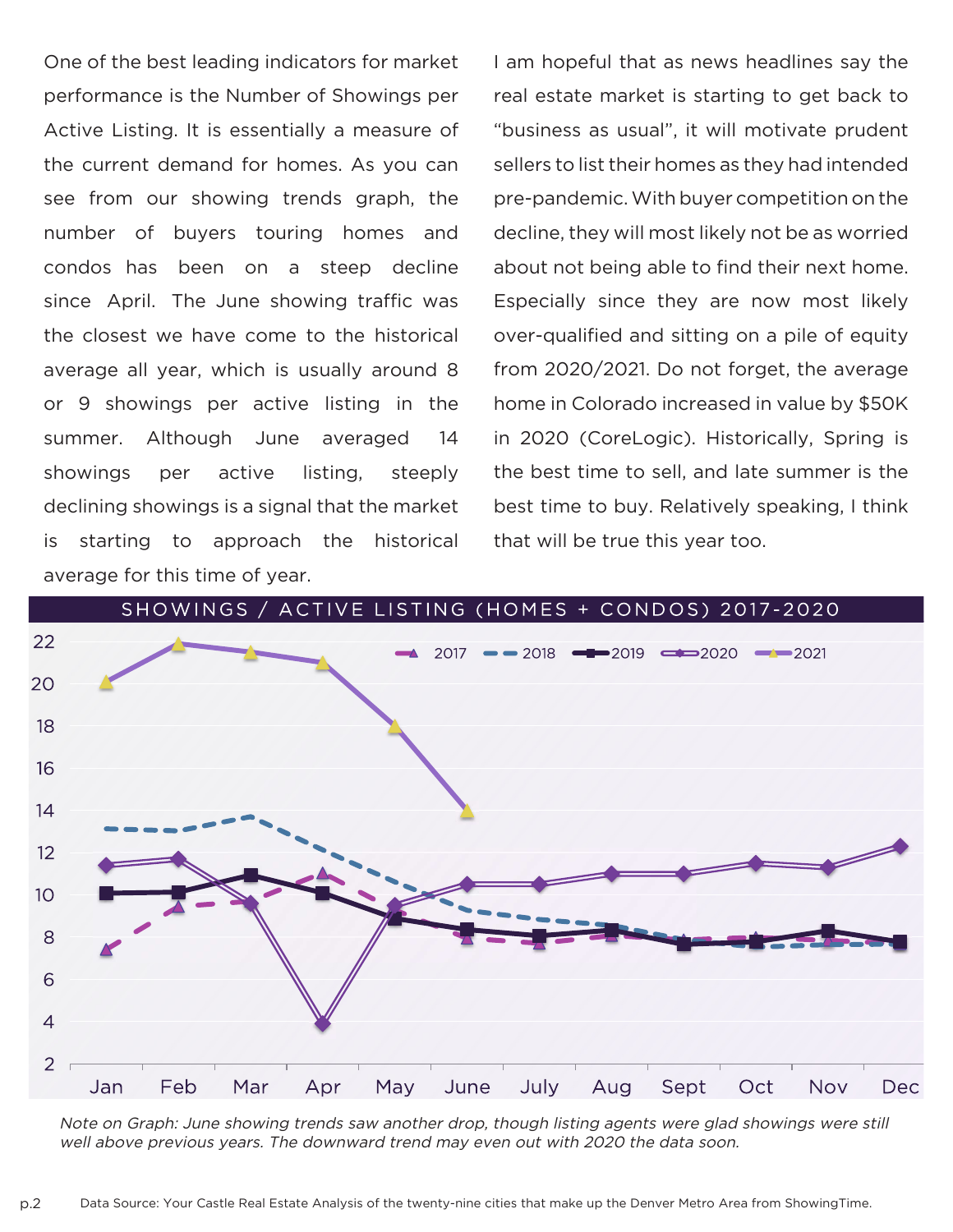One of the best leading indicators for market performance is the Number of Showings per Active Listing. It is essentially a measure of the current demand for homes. As you can see from our showing trends graph, the number of buyers touring homes and condos has been on a steep decline since April. The June showing traffic was the closest we have come to the historical average all year, which is usually around 8 or 9 showings per active listing in the summer. Although June averaged 14 showings per active listing, steeply declining showings is a signal that the market is starting to approach the historical average for this time of year.

I am hopeful that as news headlines say the real estate market is starting to get back to "business as usual", it will motivate prudent sellers to list their homes as they had intended pre-pandemic. With buyer competition on the decline, they will most likely not be as worried about not being able to find their next home. Especially since they are now most likely over-qualified and sitting on a pile of equity from 2020/2021. Do not forget, the average home in Colorado increased in value by $50K in 2020 (CoreLogic). Historically, Spring is the best time to sell, and late summer is the best time to buy. Relatively speaking, I think that will be true this year too.

## SHOWINGS / ACTIVE LISTING (HOMES + CONDOS) 2017-2020

*Note on Graph: June showing trends saw another drop, though listing agents were glad showings were still well above previous years. The downward trend may even out with 2020 the data soon.*

Data Source: Your Castle Real Estate Analysis of the twenty-nine cities that make up the Denver Metro Area from ShowingTime.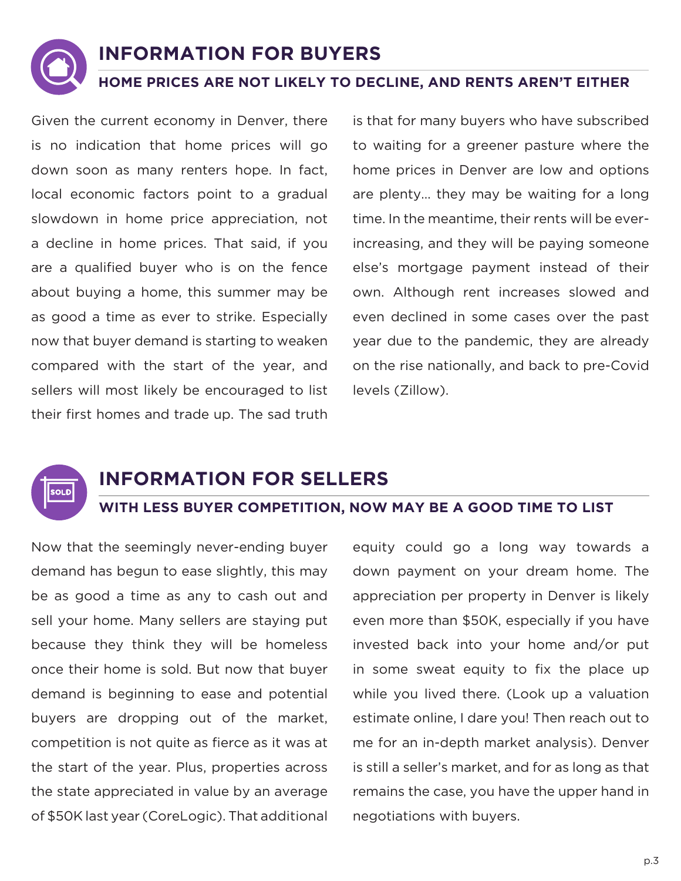## INFORMATION FOR BUYERS

### HOME PRICES ARE NOT LIKELY TO DECLINE, AND RENTS AREN'T EITHER

Given the current economy in Denver, there is no indication that home prices will go down soon as many renters hope. In fact, local economic factors point to a gradual slowdown in home price appreciation, not a decline in home prices. That said, if you are a qualified buyer who is on the fence about buying a home, this summer may be as good a time as ever to strike. Especially now that buyer demand is starting to weaken compared with the start of the year, and sellers will most likely be encouraged to list their first homes and trade up. The sad truth is that for many buyers who have subscribed to waiting for a greener pasture where the home prices in Denver are low and options are plenty... they may be waiting for a long time. In the meantime, their rents will be ever-increasing, and they will be paying someone else's mortgage payment instead of their own. Although rent increases slowed and even declined in some cases over the past year due to the pandemic, they are already on the rise nationally, and back to pre-Covid levels (Zillow).

## INFORMATION FOR SELLERS

### WITH LESS BUYER COMPETITION, NOW MAY BE A GOOD TIME TO LIST

Now that the seemingly never-ending buyer demand has begun to ease slightly, this may be as good a time as any to cash out and sell your home. Many sellers are staying put because they think they will be homeless once their home is sold. But now that buyer demand is beginning to ease and potential buyers are dropping out of the market, competition is not quite as fierce as it was at the start of the year. Plus, properties across the state appreciated in value by an average of $50K last year (CoreLogic). That additional equity could go a long way towards a down payment on your dream home. The appreciation per property in Denver is likely even more than $50K, especially if you have invested back into your home and/or put in some sweat equity to fix the place up while you lived there. (Look up a valuation estimate online, I dare you! Then reach out to me for an in-depth market analysis). Denver is still a seller's market, and for as long as that remains the case, you have the upper hand in negotiations with buyers.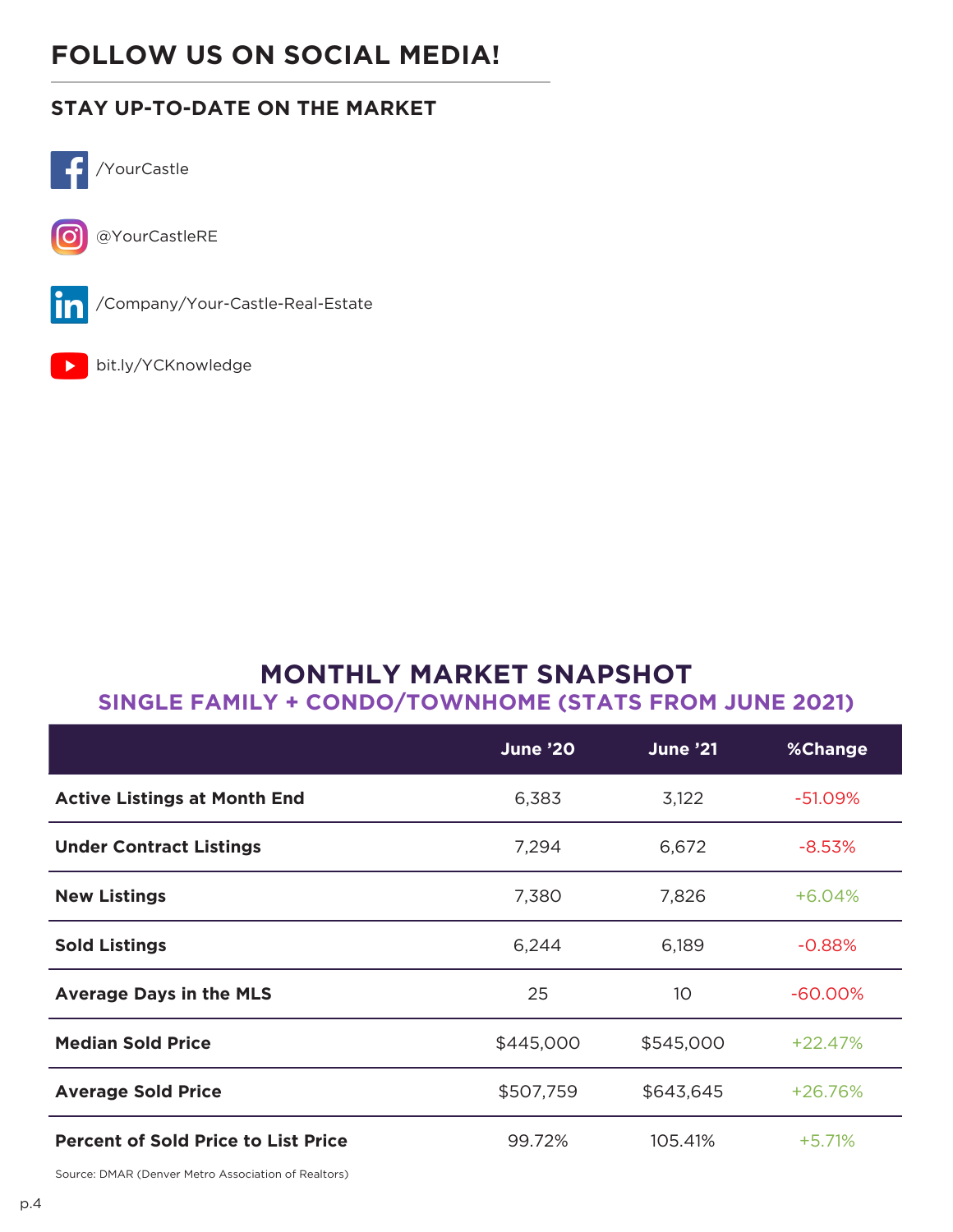# FOLLOW US ON SOCIAL MEDIA!

## STAY UP-TO-DATE ON THE MARKET

/YourCastle

@YourCastleRE

/Company/Your-Castle-Real-Estate

bit.ly/YCKnowledge

# MONTHLY MARKET SNAPSHOT

## SINGLE FAMILY + CONDO/TOWNHOME (STATS FROM JUNE 2021)

| | June '20 | June '21 | %Change |
|---|---|---|---|
| **Active Listings at Month End** | 6,383 | 3,122 | -51.09% |
| **Under Contract Listings** | 7,294 | 6,672 | -8.53% |
| **New Listings** | 7,380 | 7,826 | +6.04% |
| **Sold Listings** | 6,244 | 6,189 | -0.88% |
| **Average Days in the MLS** | 25 | 10 | -60.00% |
| **Median Sold Price** | $445,000 | $545,000 | +22.47% |
| **Average Sold Price** | $507,759 | $643,645 | +26.76% |
| **Percent of Sold Price to List Price** | 99.72% | 105.41% | +5.71% |

Source: DMAR (Denver Metro Association of Realtors)